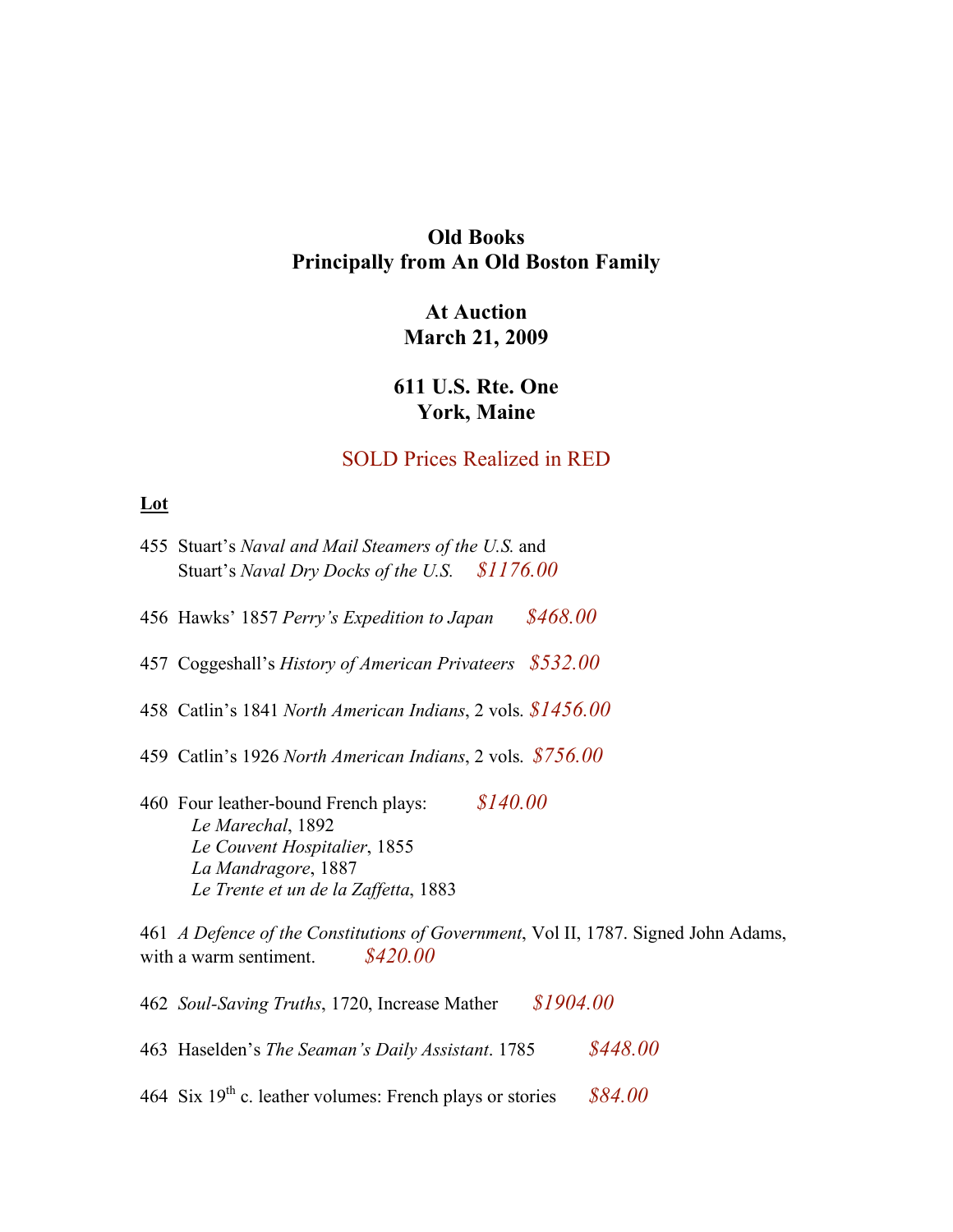**Old Books**
**Principally from An Old Boston Family**

**At Auction**
**March 21, 2009**

**611 U.S. Rte. One**
**York, Maine**

SOLD Prices Realized in RED

**Lot**

455 Stuart's *Naval and Mail Steamers of the U.S.* and
Stuart's *Naval Dry Docks of the U.S.* *$1176.00*

456 Hawks' 1857 *Perry's Expedition to Japan* *$468.00*

457 Coggeshall's *History of American Privateers* *$532.00*

458 Catlin's 1841 *North American Indians*, 2 vols. *$1456.00*

459 Catlin's 1926 *North American Indians*, 2 vols. *$756.00*

460 Four leather-bound French plays: *$140.00*
*Le Marechal*, 1892
*Le Couvent Hospitalier*, 1855
*La Mandragore*, 1887
*Le Trente et un de la Zaffetta*, 1883

461 *A Defence of the Constitutions of Government*, Vol II, 1787. Signed John Adams, with a warm sentiment. *$420.00*

462 *Soul-Saving Truths*, 1720, Increase Mather *$1904.00*

463 Haselden's *The Seaman's Daily Assistant*. 1785 *$448.00*

464 Six 19th c. leather volumes: French plays or stories *$84.00*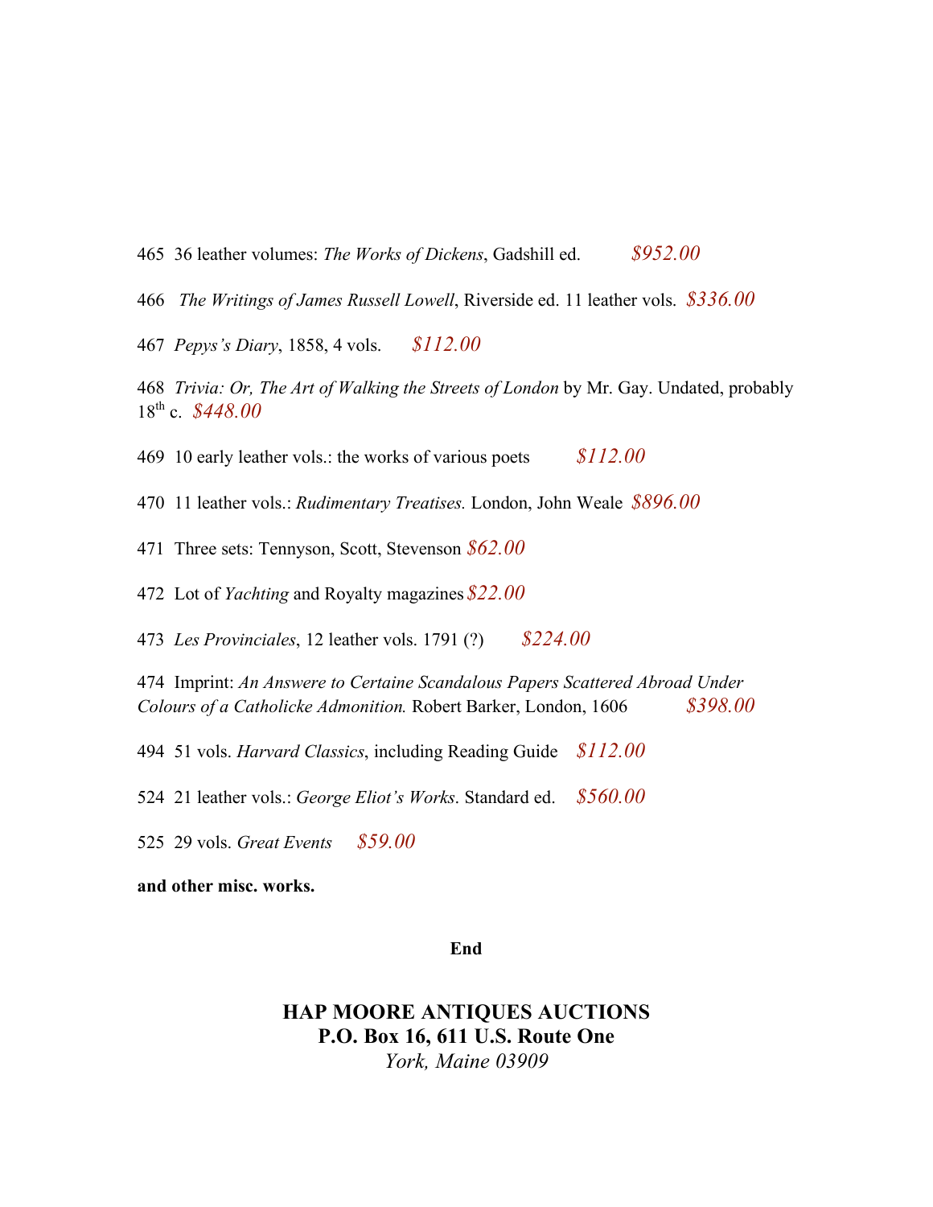465 36 leather volumes: *The Works of Dickens*, Gadshill ed. *$952.00*

466 *The Writings of James Russell Lowell*, Riverside ed. 11 leather vols. *$336.00*

467 *Pepys's Diary*, 1858, 4 vols. *$112.00*

468 *Trivia: Or, The Art of Walking the Streets of London* by Mr. Gay. Undated, probably 18th c. *$448.00*

469 10 early leather vols.: the works of various poets *$112.00*

470 11 leather vols.: *Rudimentary Treatises.* London, John Weale *$896.00*

471 Three sets: Tennyson, Scott, Stevenson *$62.00*

472 Lot of *Yachting* and Royalty magazines *$22.00*

473 *Les Provinciales*, 12 leather vols. 1791 (?) *$224.00*

474 Imprint: *An Answere to Certaine Scandalous Papers Scattered Abroad Under Colours of a Catholicke Admonition.* Robert Barker, London, 1606 *$398.00*

494 51 vols. *Harvard Classics*, including Reading Guide *$112.00*

524 21 leather vols.: *George Eliot's Works*. Standard ed. *$560.00*

525 29 vols. *Great Events* *$59.00*

**and other misc. works.**

**End**

**HAP MOORE ANTIQUES AUCTIONS**
**P.O. Box 16, 611 U.S. Route One**
*York, Maine 03909*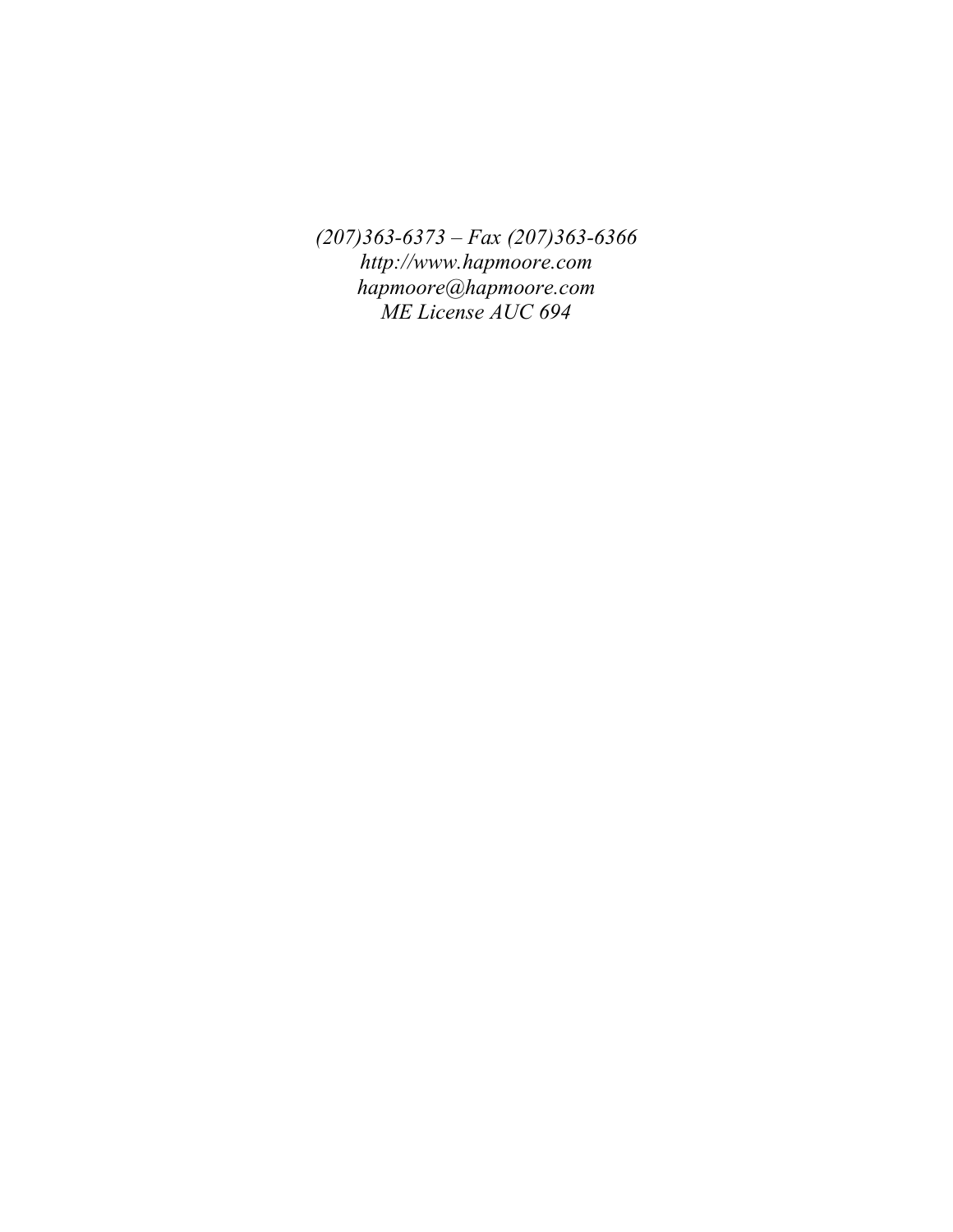*(207)363-6373 – Fax (207)363-6366*
*http://www.hapmoore.com*
*hapmoore@hapmoore.com*
*ME License AUC 694*